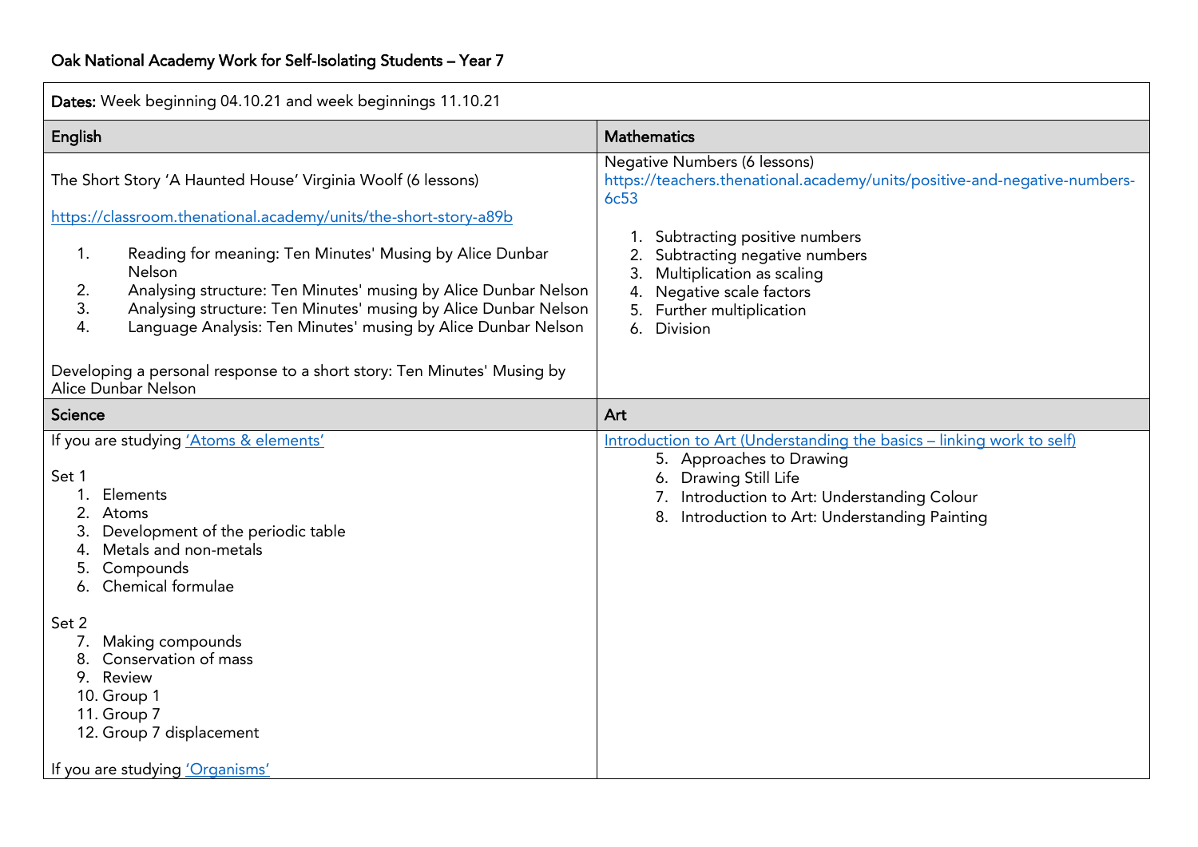# Oak National Academy Work for Self-Isolating Students – Year 7

**Dates:** Week beginning 04.10.21 and week beginnings 11.10.21

## English

The Short Story 'A Haunted House' Virginia Woolf (6 lessons)

https://classroom.thenational.academy/units/the-short-story-a89b

1. Reading for meaning: Ten Minutes' Musing by Alice Dunbar Nelson
2. Analysing structure: Ten Minutes' musing by Alice Dunbar Nelson
3. Analysing structure: Ten Minutes' musing by Alice Dunbar Nelson
4. Language Analysis: Ten Minutes' musing by Alice Dunbar Nelson

Developing a personal response to a short story: Ten Minutes' Musing by Alice Dunbar Nelson

## Mathematics

Negative Numbers (6 lessons)
https://teachers.thenational.academy/units/positive-and-negative-numbers-6c53

1. Subtracting positive numbers
2. Subtracting negative numbers
3. Multiplication as scaling
4. Negative scale factors
5. Further multiplication
6. Division

## Science

If you are studying 'Atoms & elements'

Set 1

1. Elements
2. Atoms
3. Development of the periodic table
4. Metals and non-metals
5. Compounds
6. Chemical formulae

Set 2

7. Making compounds
8. Conservation of mass
9. Review
10. Group 1
11. Group 7
12. Group 7 displacement

If you are studying 'Organisms'

## Art

Introduction to Art (Understanding the basics – linking work to self)

5. Approaches to Drawing
6. Drawing Still Life
7. Introduction to Art: Understanding Colour
8. Introduction to Art: Understanding Painting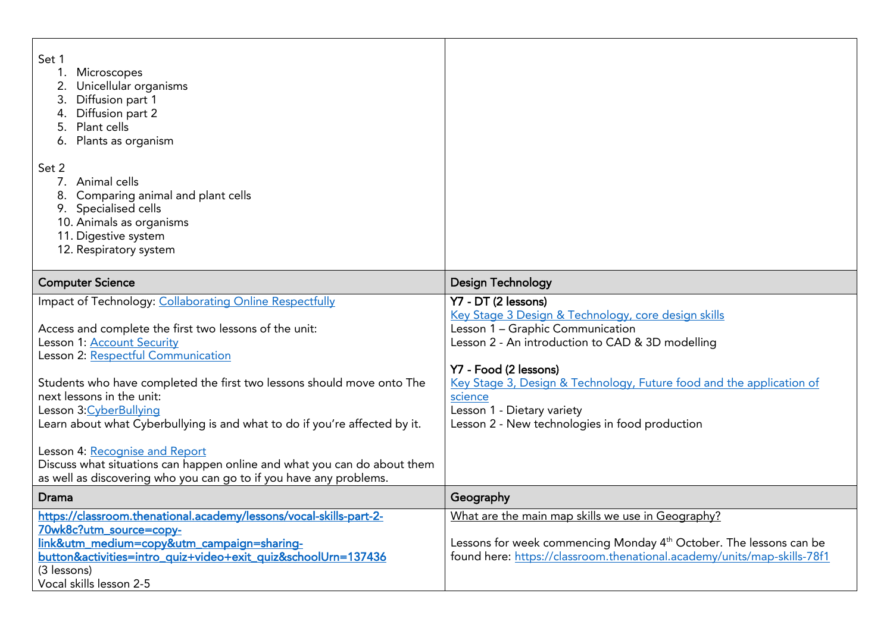| | |
|---|---|
| Set 1<br>1. Microscopes<br>2. Unicellular organisms<br>3. Diffusion part 1<br>4. Diffusion part 2<br>5. Plant cells<br>6. Plants as organism<br><br>Set 2<br>7. Animal cells<br>8. Comparing animal and plant cells<br>9. Specialised cells<br>10. Animals as organisms<br>11. Digestive system<br>12. Respiratory system | |
| **Computer Science** | **Design Technology** |
| Impact of Technology: Collaborating Online Respectfully<br><br>Access and complete the first two lessons of the unit:<br>Lesson 1: Account Security<br>Lesson 2: Respectful Communication<br><br>Students who have completed the first two lessons should move onto The next lessons in the unit:<br>Lesson 3:CyberBullying<br>Learn about what Cyberbullying is and what to do if you're affected by it.<br><br>Lesson 4: Recognise and Report<br>Discuss what situations can happen online and what you can do about them as well as discovering who you can go to if you have any problems. | **Y7 - DT (2 lessons)**<br>Key Stage 3 Design & Technology, core design skills<br>Lesson 1 – Graphic Communication<br>Lesson 2 - An introduction to CAD & 3D modelling<br><br>**Y7 - Food (2 lessons)**<br>Key Stage 3, Design & Technology, Future food and the application of science<br>Lesson 1 - Dietary variety<br>Lesson 2 - New technologies in food production |
| **Drama** | **Geography** |
| **https://classroom.thenational.academy/lessons/vocal-skills-part-2-70wk8c?utm_source=copy-link&utm_medium=copy&utm_campaign=sharing-button&activities=intro_quiz+video+exit_quiz&schoolUrn=137436**<br>(3 lessons)<br>Vocal skills lesson 2-5 | What are the main map skills we use in Geography?<br><br>Lessons for week commencing Monday 4th October. The lessons can be found here: https://classroom.thenational.academy/units/map-skills-78f1 |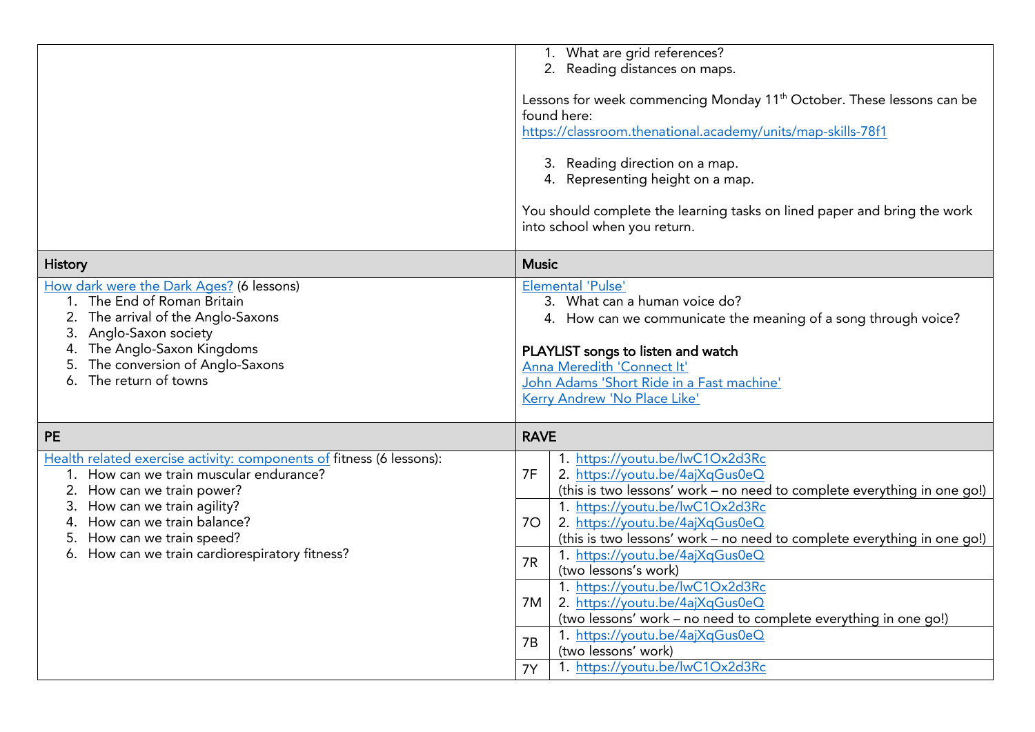| | |
|---|---|
| | 1. What are grid references?<br>2. Reading distances on maps.<br><br>Lessons for week commencing Monday 11th October. These lessons can be found here:<br>https://classroom.thenational.academy/units/map-skills-78f1<br><br>3. Reading direction on a map.<br>4. Representing height on a map.<br><br>You should complete the learning tasks on lined paper and bring the work into school when you return. |
| **History** | **Music** |
| How dark were the Dark Ages? (6 lessons)<br>1. The End of Roman Britain<br>2. The arrival of the Anglo-Saxons<br>3. Anglo-Saxon society<br>4. The Anglo-Saxon Kingdoms<br>5. The conversion of Anglo-Saxons<br>6. The return of towns | Elemental 'Pulse'<br>3. What can a human voice do?<br>4. How can we communicate the meaning of a song through voice?<br><br>**PLAYLIST songs to listen and watch**<br>Anna Meredith 'Connect It'<br>John Adams 'Short Ride in a Fast machine'<br>Kerry Andrew 'No Place Like' |
| **PE** | **RAVE** |
| Health related exercise activity: components of fitness (6 lessons):<br>1. How can we train muscular endurance?<br>2. How can we train power?<br>3. How can we train agility?<br>4. How can we train balance?<br>5. How can we train speed?<br>6. How can we train cardiorespiratory fitness? | **7F**: 1. https://youtu.be/lwC1Ox2d3Rc 2. https://youtu.be/4ajXqGus0eQ (this is two lessons' work – no need to complete everything in one go!)<br>**7O**: 1. https://youtu.be/lwC1Ox2d3Rc 2. https://youtu.be/4ajXqGus0eQ (this is two lessons' work – no need to complete everything in one go!)<br>**7R**: 1. https://youtu.be/4ajXqGus0eQ (two lessons's work)<br>**7M**: 1. https://youtu.be/lwC1Ox2d3Rc 2. https://youtu.be/4ajXqGus0eQ (two lessons' work – no need to complete everything in one go!)<br>**7B**: 1. https://youtu.be/4ajXqGus0eQ (two lessons' work)<br>**7Y**: 1. https://youtu.be/lwC1Ox2d3Rc |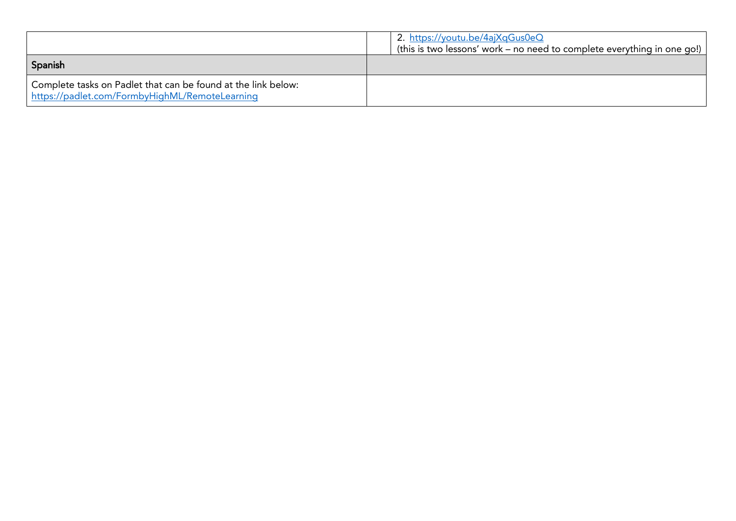| | | |
|---|---|---|
| | | 2. https://youtu.be/4ajXqGus0eQ (this is two lessons' work – no need to complete everything in one go!) |
| **Spanish** | | |
| Complete tasks on Padlet that can be found at the link below: https://padlet.com/FormbyHighML/RemoteLearning | | |